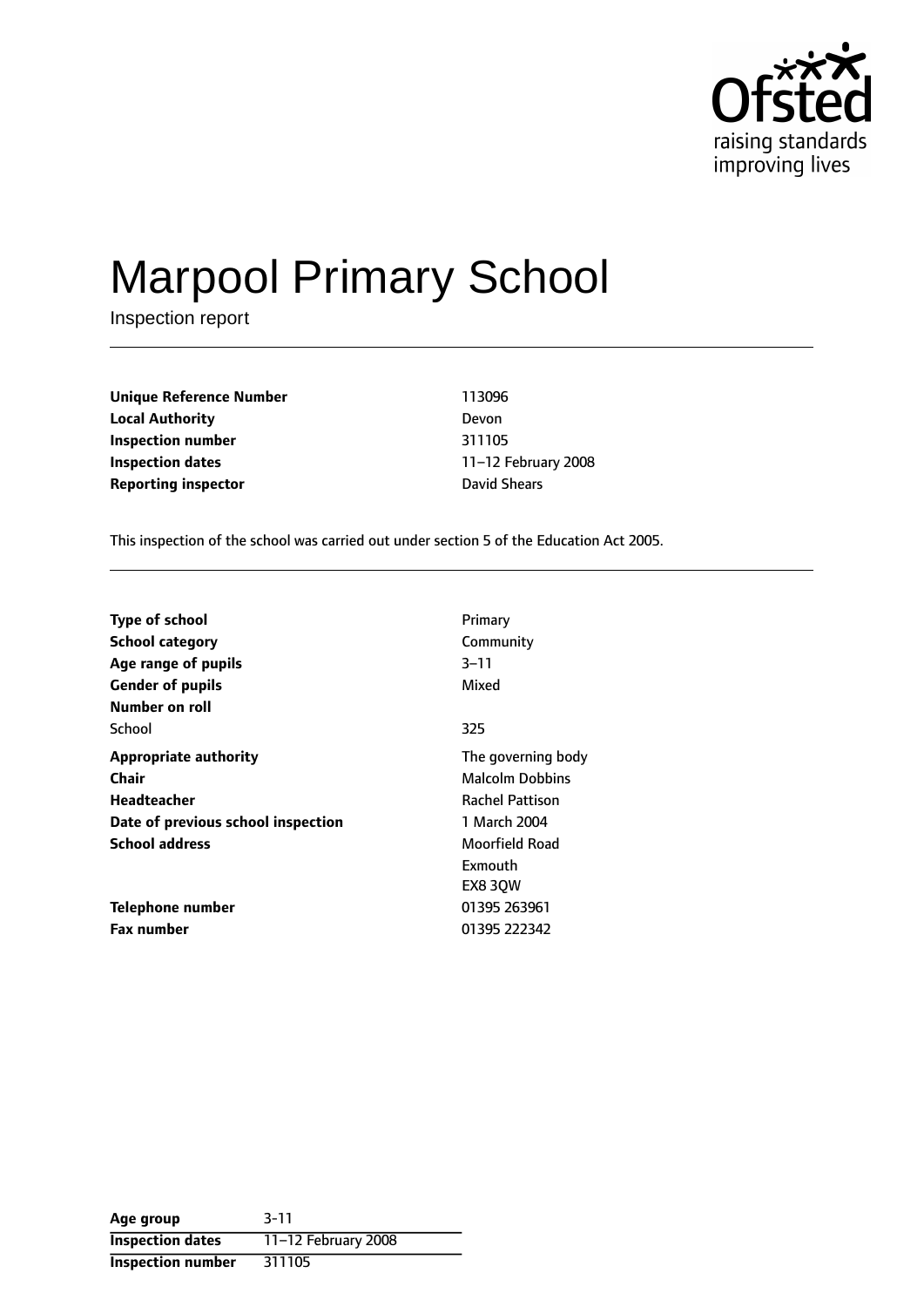# Marpool Primary School

Inspection report

| | |
|---|---|
| **Unique Reference Number** | 113096 |
| **Local Authority** | Devon |
| **Inspection number** | 311105 |
| **Inspection dates** | 11–12 February 2008 |
| **Reporting inspector** | David Shears |

This inspection of the school was carried out under section 5 of the Education Act 2005.

| | |
|---|---|
| **Type of school** | Primary |
| **School category** | Community |
| **Age range of pupils** | 3–11 |
| **Gender of pupils** | Mixed |
| **Number on roll** | |
| School | 325 |
| **Appropriate authority** | The governing body |
| **Chair** | Malcolm Dobbins |
| **Headteacher** | Rachel Pattison |
| **Date of previous school inspection** | 1 March 2004 |
| **School address** | Moorfield Road<br>Exmouth<br>EX8 3QW |
| **Telephone number** | 01395 263961 |
| **Fax number** | 01395 222342 |

| | |
|---|---|
| **Age group** | 3-11 |
| **Inspection dates** | 11–12 February 2008 |
| **Inspection number** | 311105 |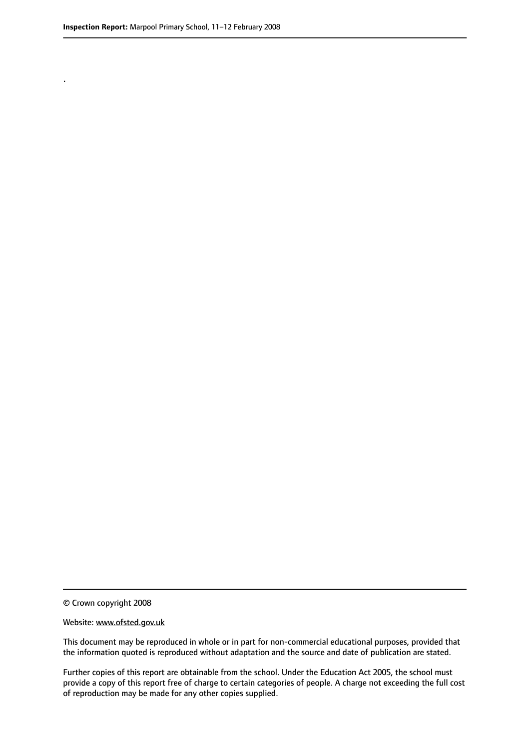.

© Crown copyright 2008

Website: www.ofsted.gov.uk

This document may be reproduced in whole or in part for non-commercial educational purposes, provided that the information quoted is reproduced without adaptation and the source and date of publication are stated.

Further copies of this report are obtainable from the school. Under the Education Act 2005, the school must provide a copy of this report free of charge to certain categories of people. A charge not exceeding the full cost of reproduction may be made for any other copies supplied.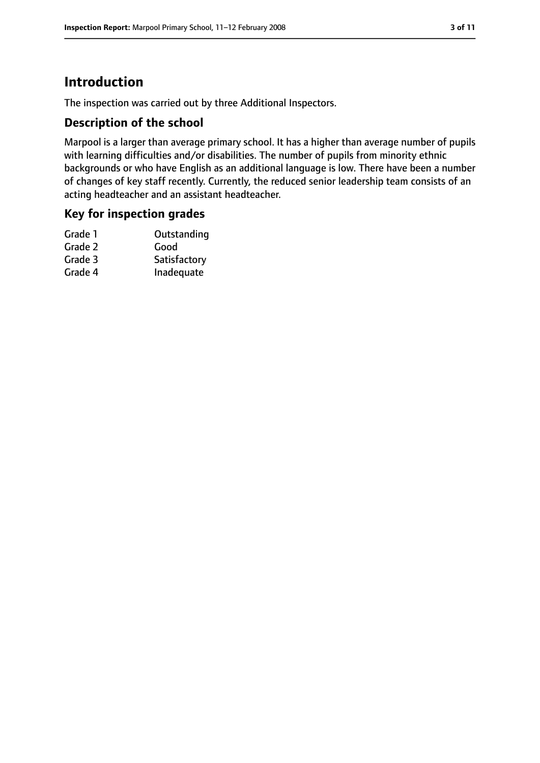# Introduction

The inspection was carried out by three Additional Inspectors.

## Description of the school

Marpool is a larger than average primary school. It has a higher than average number of pupils with learning difficulties and/or disabilities. The number of pupils from minority ethnic backgrounds or who have English as an additional language is low. There have been a number of changes of key staff recently. Currently, the reduced senior leadership team consists of an acting headteacher and an assistant headteacher.

## Key for inspection grades

| | |
|---|---|
| Grade 1 | Outstanding |
| Grade 2 | Good |
| Grade 3 | Satisfactory |
| Grade 4 | Inadequate |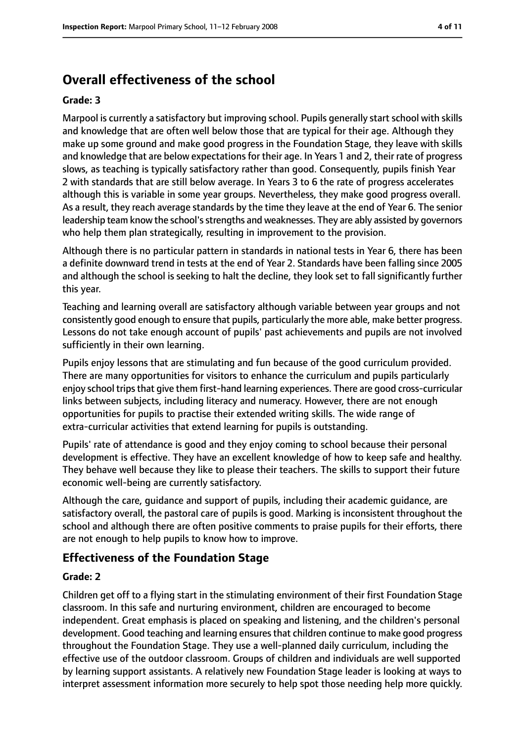# Overall effectiveness of the school

**Grade: 3**

Marpool is currently a satisfactory but improving school. Pupils generally start school with skills and knowledge that are often well below those that are typical for their age. Although they make up some ground and make good progress in the Foundation Stage, they leave with skills and knowledge that are below expectations for their age. In Years 1 and 2, their rate of progress slows, as teaching is typically satisfactory rather than good. Consequently, pupils finish Year 2 with standards that are still below average. In Years 3 to 6 the rate of progress accelerates although this is variable in some year groups. Nevertheless, they make good progress overall. As a result, they reach average standards by the time they leave at the end of Year 6. The senior leadership team know the school's strengths and weaknesses. They are ably assisted by governors who help them plan strategically, resulting in improvement to the provision.

Although there is no particular pattern in standards in national tests in Year 6, there has been a definite downward trend in tests at the end of Year 2. Standards have been falling since 2005 and although the school is seeking to halt the decline, they look set to fall significantly further this year.

Teaching and learning overall are satisfactory although variable between year groups and not consistently good enough to ensure that pupils, particularly the more able, make better progress. Lessons do not take enough account of pupils' past achievements and pupils are not involved sufficiently in their own learning.

Pupils enjoy lessons that are stimulating and fun because of the good curriculum provided. There are many opportunities for visitors to enhance the curriculum and pupils particularly enjoy school trips that give them first-hand learning experiences. There are good cross-curricular links between subjects, including literacy and numeracy. However, there are not enough opportunities for pupils to practise their extended writing skills. The wide range of extra-curricular activities that extend learning for pupils is outstanding.

Pupils' rate of attendance is good and they enjoy coming to school because their personal development is effective. They have an excellent knowledge of how to keep safe and healthy. They behave well because they like to please their teachers. The skills to support their future economic well-being are currently satisfactory.

Although the care, guidance and support of pupils, including their academic guidance, are satisfactory overall, the pastoral care of pupils is good. Marking is inconsistent throughout the school and although there are often positive comments to praise pupils for their efforts, there are not enough to help pupils to know how to improve.

## Effectiveness of the Foundation Stage

**Grade: 2**

Children get off to a flying start in the stimulating environment of their first Foundation Stage classroom. In this safe and nurturing environment, children are encouraged to become independent. Great emphasis is placed on speaking and listening, and the children's personal development. Good teaching and learning ensures that children continue to make good progress throughout the Foundation Stage. They use a well-planned daily curriculum, including the effective use of the outdoor classroom. Groups of children and individuals are well supported by learning support assistants. A relatively new Foundation Stage leader is looking at ways to interpret assessment information more securely to help spot those needing help more quickly.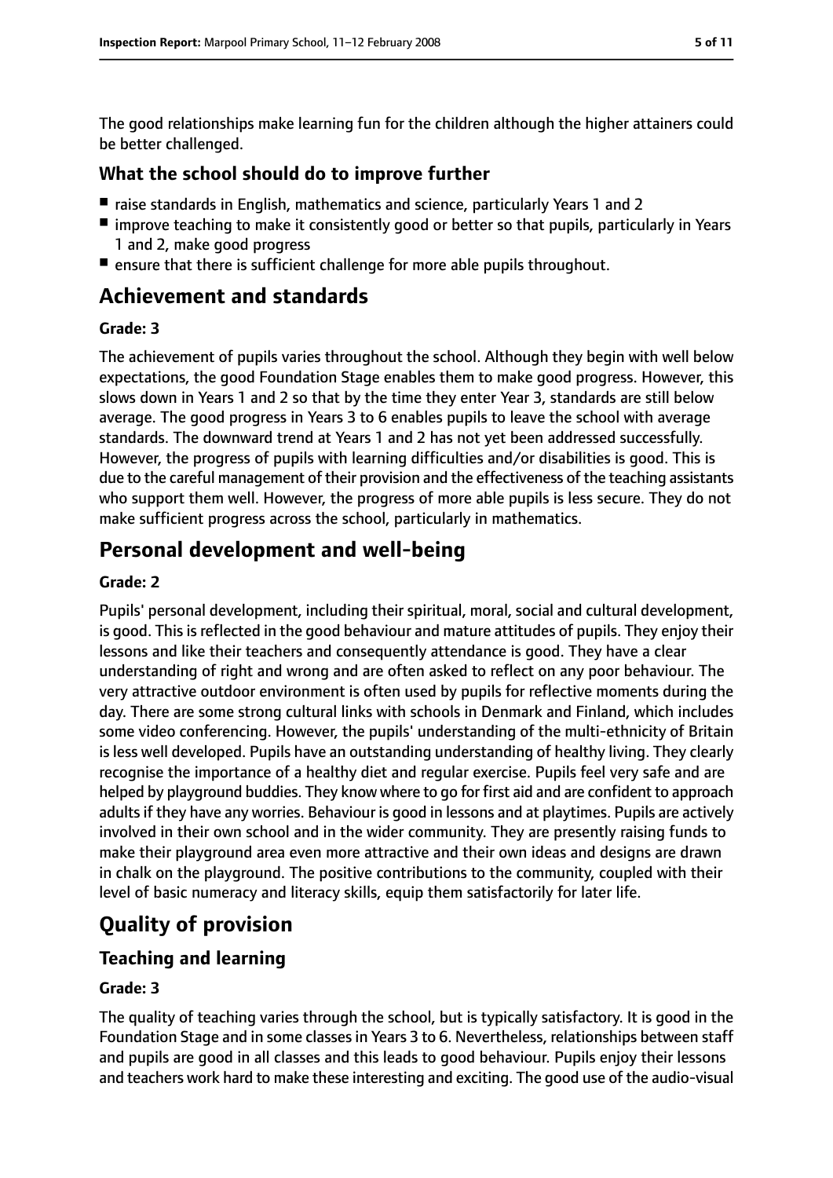The good relationships make learning fun for the children although the higher attainers could be better challenged.

### What the school should do to improve further

- raise standards in English, mathematics and science, particularly Years 1 and 2
- improve teaching to make it consistently good or better so that pupils, particularly in Years 1 and 2, make good progress
- ensure that there is sufficient challenge for more able pupils throughout.

## Achievement and standards

#### Grade: 3

The achievement of pupils varies throughout the school. Although they begin with well below expectations, the good Foundation Stage enables them to make good progress. However, this slows down in Years 1 and 2 so that by the time they enter Year 3, standards are still below average. The good progress in Years 3 to 6 enables pupils to leave the school with average standards. The downward trend at Years 1 and 2 has not yet been addressed successfully. However, the progress of pupils with learning difficulties and/or disabilities is good. This is due to the careful management of their provision and the effectiveness of the teaching assistants who support them well. However, the progress of more able pupils is less secure. They do not make sufficient progress across the school, particularly in mathematics.

## Personal development and well-being

#### Grade: 2

Pupils' personal development, including their spiritual, moral, social and cultural development, is good. This is reflected in the good behaviour and mature attitudes of pupils. They enjoy their lessons and like their teachers and consequently attendance is good. They have a clear understanding of right and wrong and are often asked to reflect on any poor behaviour. The very attractive outdoor environment is often used by pupils for reflective moments during the day. There are some strong cultural links with schools in Denmark and Finland, which includes some video conferencing. However, the pupils' understanding of the multi-ethnicity of Britain is less well developed. Pupils have an outstanding understanding of healthy living. They clearly recognise the importance of a healthy diet and regular exercise. Pupils feel very safe and are helped by playground buddies. They know where to go for first aid and are confident to approach adults if they have any worries. Behaviour is good in lessons and at playtimes. Pupils are actively involved in their own school and in the wider community. They are presently raising funds to make their playground area even more attractive and their own ideas and designs are drawn in chalk on the playground. The positive contributions to the community, coupled with their level of basic numeracy and literacy skills, equip them satisfactorily for later life.

# Quality of provision

## Teaching and learning

#### Grade: 3

The quality of teaching varies through the school, but is typically satisfactory. It is good in the Foundation Stage and in some classes in Years 3 to 6. Nevertheless, relationships between staff and pupils are good in all classes and this leads to good behaviour. Pupils enjoy their lessons and teachers work hard to make these interesting and exciting. The good use of the audio-visual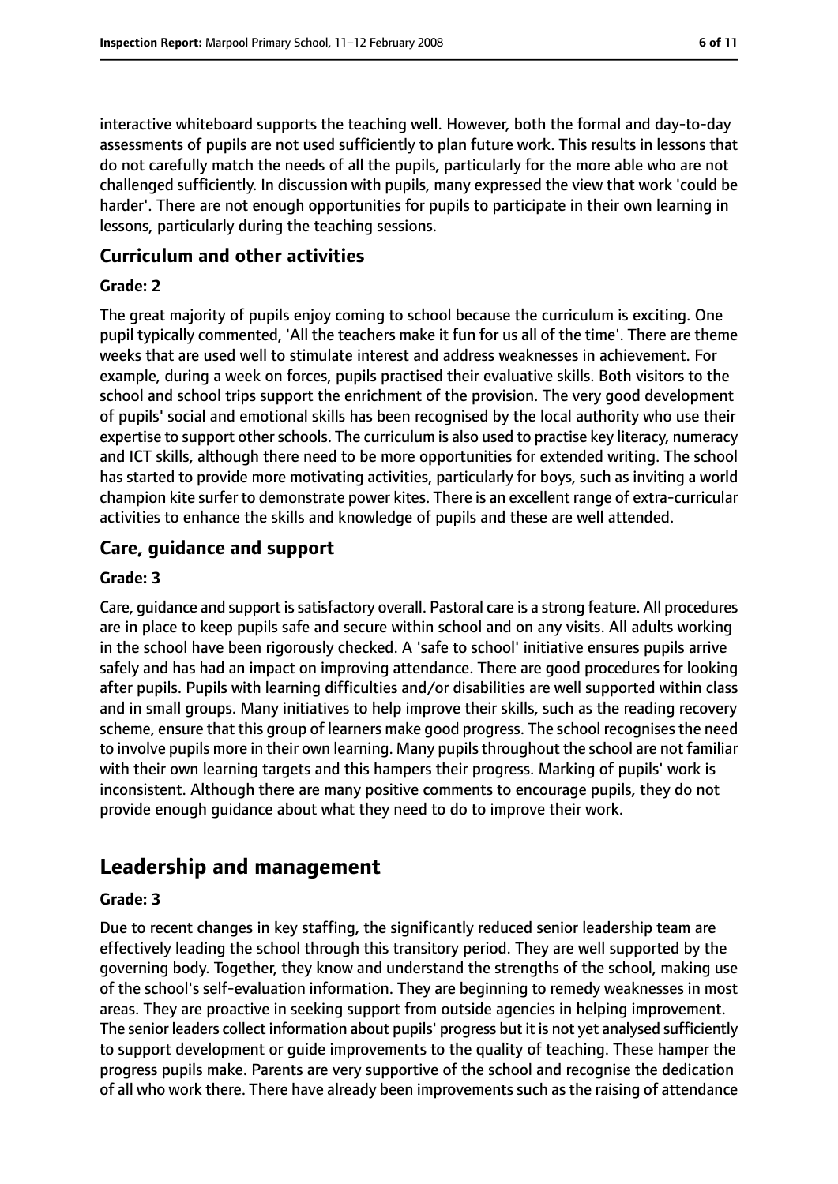interactive whiteboard supports the teaching well. However, both the formal and day-to-day assessments of pupils are not used sufficiently to plan future work. This results in lessons that do not carefully match the needs of all the pupils, particularly for the more able who are not challenged sufficiently. In discussion with pupils, many expressed the view that work 'could be harder'. There are not enough opportunities for pupils to participate in their own learning in lessons, particularly during the teaching sessions.

### Curriculum and other activities

**Grade: 2**

The great majority of pupils enjoy coming to school because the curriculum is exciting. One pupil typically commented, 'All the teachers make it fun for us all of the time'. There are theme weeks that are used well to stimulate interest and address weaknesses in achievement. For example, during a week on forces, pupils practised their evaluative skills. Both visitors to the school and school trips support the enrichment of the provision. The very good development of pupils' social and emotional skills has been recognised by the local authority who use their expertise to support other schools. The curriculum is also used to practise key literacy, numeracy and ICT skills, although there need to be more opportunities for extended writing. The school has started to provide more motivating activities, particularly for boys, such as inviting a world champion kite surfer to demonstrate power kites. There is an excellent range of extra-curricular activities to enhance the skills and knowledge of pupils and these are well attended.

### Care, guidance and support

**Grade: 3**

Care, guidance and support is satisfactory overall. Pastoral care is a strong feature. All procedures are in place to keep pupils safe and secure within school and on any visits. All adults working in the school have been rigorously checked. A 'safe to school' initiative ensures pupils arrive safely and has had an impact on improving attendance. There are good procedures for looking after pupils. Pupils with learning difficulties and/or disabilities are well supported within class and in small groups. Many initiatives to help improve their skills, such as the reading recovery scheme, ensure that this group of learners make good progress. The school recognises the need to involve pupils more in their own learning. Many pupils throughout the school are not familiar with their own learning targets and this hampers their progress. Marking of pupils' work is inconsistent. Although there are many positive comments to encourage pupils, they do not provide enough guidance about what they need to do to improve their work.

## Leadership and management

**Grade: 3**

Due to recent changes in key staffing, the significantly reduced senior leadership team are effectively leading the school through this transitory period. They are well supported by the governing body. Together, they know and understand the strengths of the school, making use of the school's self-evaluation information. They are beginning to remedy weaknesses in most areas. They are proactive in seeking support from outside agencies in helping improvement. The senior leaders collect information about pupils' progress but it is not yet analysed sufficiently to support development or guide improvements to the quality of teaching. These hamper the progress pupils make. Parents are very supportive of the school and recognise the dedication of all who work there. There have already been improvements such as the raising of attendance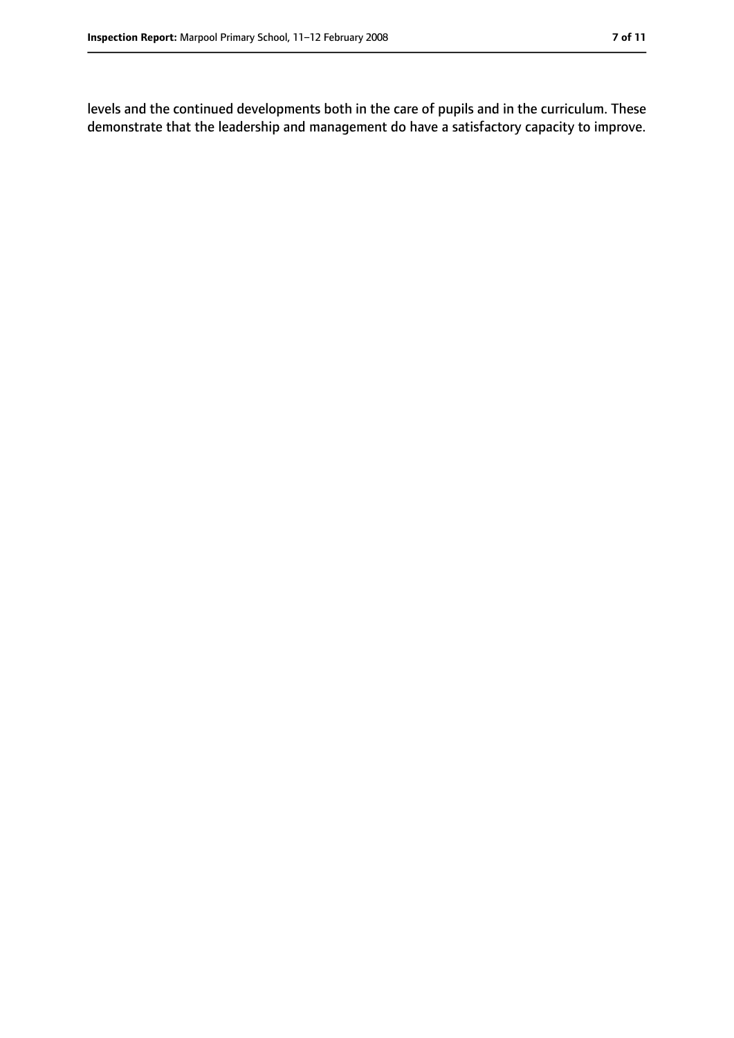levels and the continued developments both in the care of pupils and in the curriculum. These demonstrate that the leadership and management do have a satisfactory capacity to improve.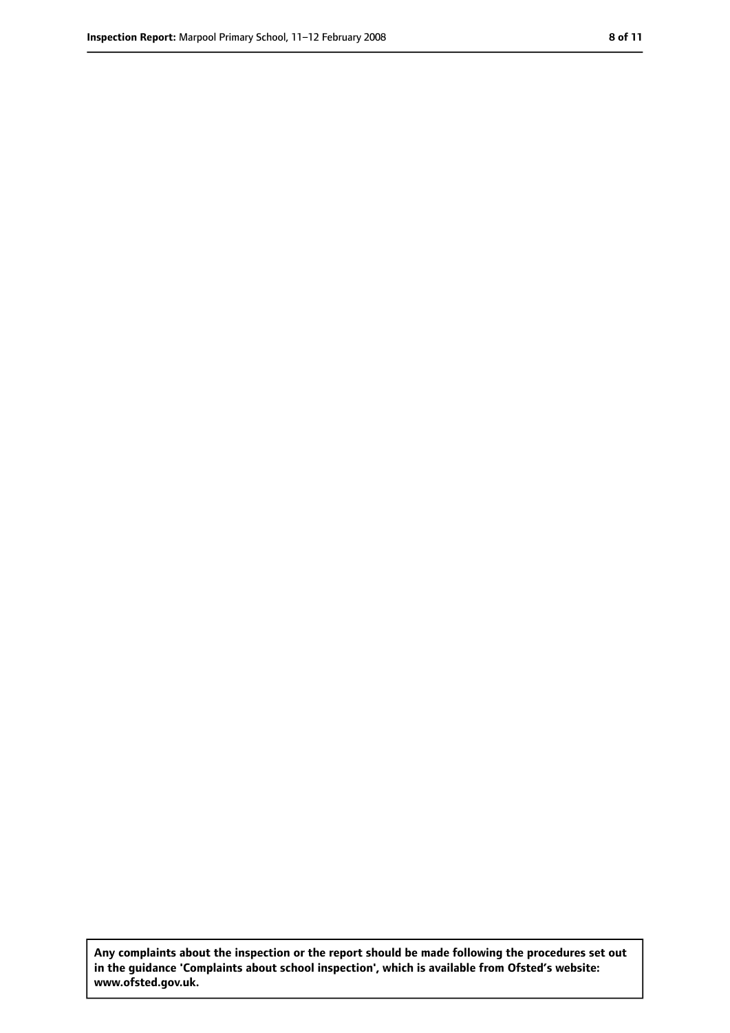**Any complaints about the inspection or the report should be made following the procedures set out in the guidance 'Complaints about school inspection', which is available from Ofsted's website: www.ofsted.gov.uk.**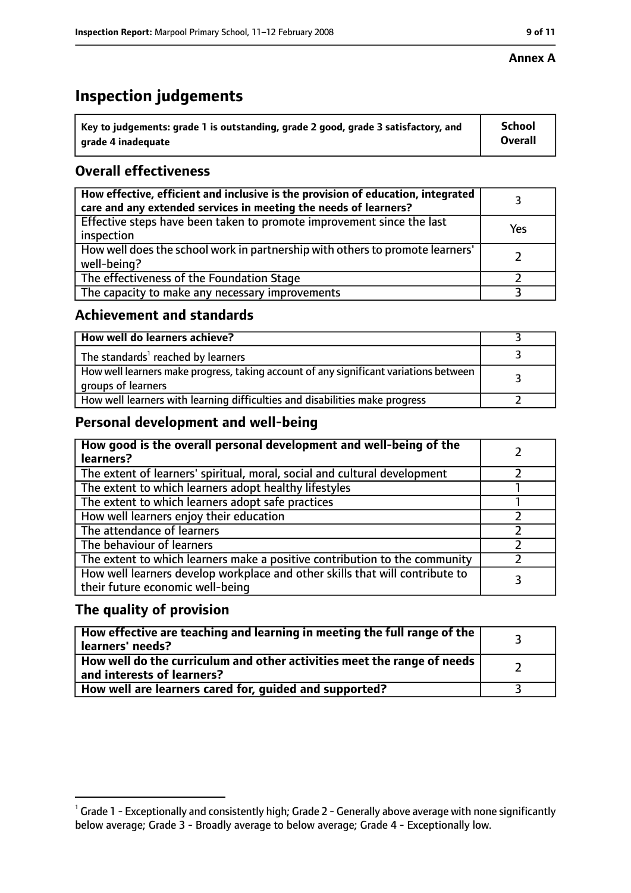**Annex A**

# Inspection judgements

| Key to judgements: grade 1 is outstanding, grade 2 good, grade 3 satisfactory, and grade 4 inadequate | School Overall |
|---|---|

## Overall effectiveness

| | |
|---|---|
| **How effective, efficient and inclusive is the provision of education, integrated care and any extended services in meeting the needs of learners?** | 3 |
| Effective steps have been taken to promote improvement since the last inspection | Yes |
| How well does the school work in partnership with others to promote learners' well-being? | 2 |
| The effectiveness of the Foundation Stage | 2 |
| The capacity to make any necessary improvements | 3 |

## Achievement and standards

| | |
|---|---|
| **How well do learners achieve?** | 3 |
| The standards[1] reached by learners | 3 |
| How well learners make progress, taking account of any significant variations between groups of learners | 3 |
| How well learners with learning difficulties and disabilities make progress | 2 |

## Personal development and well-being

| | |
|---|---|
| **How good is the overall personal development and well-being of the learners?** | 2 |
| The extent of learners' spiritual, moral, social and cultural development | 2 |
| The extent to which learners adopt healthy lifestyles | 1 |
| The extent to which learners adopt safe practices | 1 |
| How well learners enjoy their education | 2 |
| The attendance of learners | 2 |
| The behaviour of learners | 2 |
| The extent to which learners make a positive contribution to the community | 2 |
| How well learners develop workplace and other skills that will contribute to their future economic well-being | 3 |

## The quality of provision

| | |
|---|---|
| **How effective are teaching and learning in meeting the full range of the learners' needs?** | 3 |
| **How well do the curriculum and other activities meet the range of needs and interests of learners?** | 2 |
| **How well are learners cared for, guided and supported?** | 3 |

[1] Grade 1 - Exceptionally and consistently high; Grade 2 - Generally above average with none significantly below average; Grade 3 - Broadly average to below average; Grade 4 - Exceptionally low.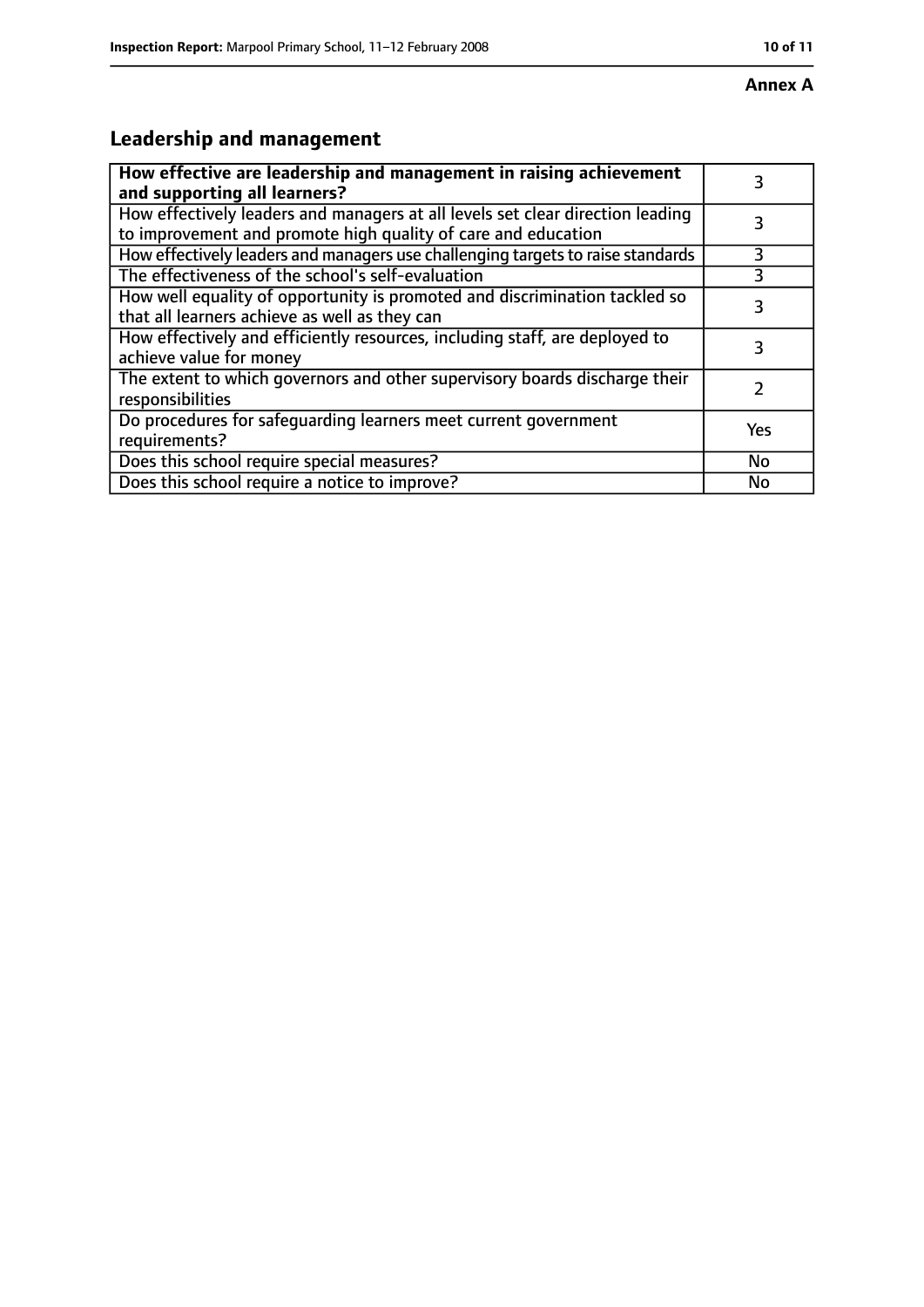**Annex A**

## Leadership and management

| **How effective are leadership and management in raising achievement and supporting all learners?** | 3 |
|---|---|
| How effectively leaders and managers at all levels set clear direction leading to improvement and promote high quality of care and education | 3 |
| How effectively leaders and managers use challenging targets to raise standards | 3 |
| The effectiveness of the school's self-evaluation | 3 |
| How well equality of opportunity is promoted and discrimination tackled so that all learners achieve as well as they can | 3 |
| How effectively and efficiently resources, including staff, are deployed to achieve value for money | 3 |
| The extent to which governors and other supervisory boards discharge their responsibilities | 2 |
| Do procedures for safeguarding learners meet current government requirements? | Yes |
| Does this school require special measures? | No |
| Does this school require a notice to improve? | No |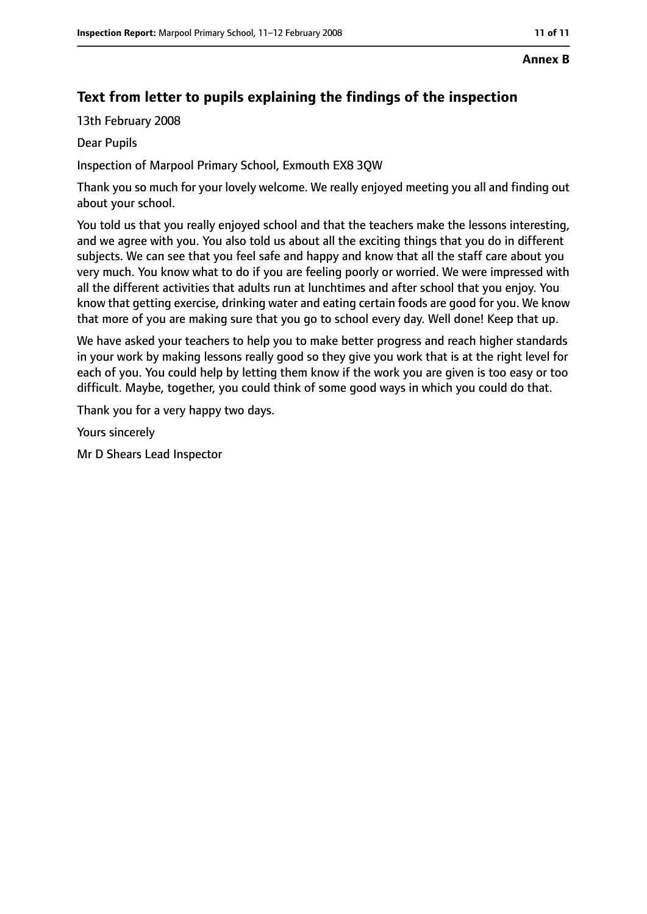**Annex B**

## Text from letter to pupils explaining the findings of the inspection

13th February 2008

Dear Pupils

Inspection of Marpool Primary School, Exmouth EX8 3QW

Thank you so much for your lovely welcome. We really enjoyed meeting you all and finding out about your school.

You told us that you really enjoyed school and that the teachers make the lessons interesting, and we agree with you. You also told us about all the exciting things that you do in different subjects. We can see that you feel safe and happy and know that all the staff care about you very much. You know what to do if you are feeling poorly or worried. We were impressed with all the different activities that adults run at lunchtimes and after school that you enjoy. You know that getting exercise, drinking water and eating certain foods are good for you. We know that more of you are making sure that you go to school every day. Well done! Keep that up.

We have asked your teachers to help you to make better progress and reach higher standards in your work by making lessons really good so they give you work that is at the right level for each of you. You could help by letting them know if the work you are given is too easy or too difficult. Maybe, together, you could think of some good ways in which you could do that.

Thank you for a very happy two days.

Yours sincerely

Mr D Shears Lead Inspector